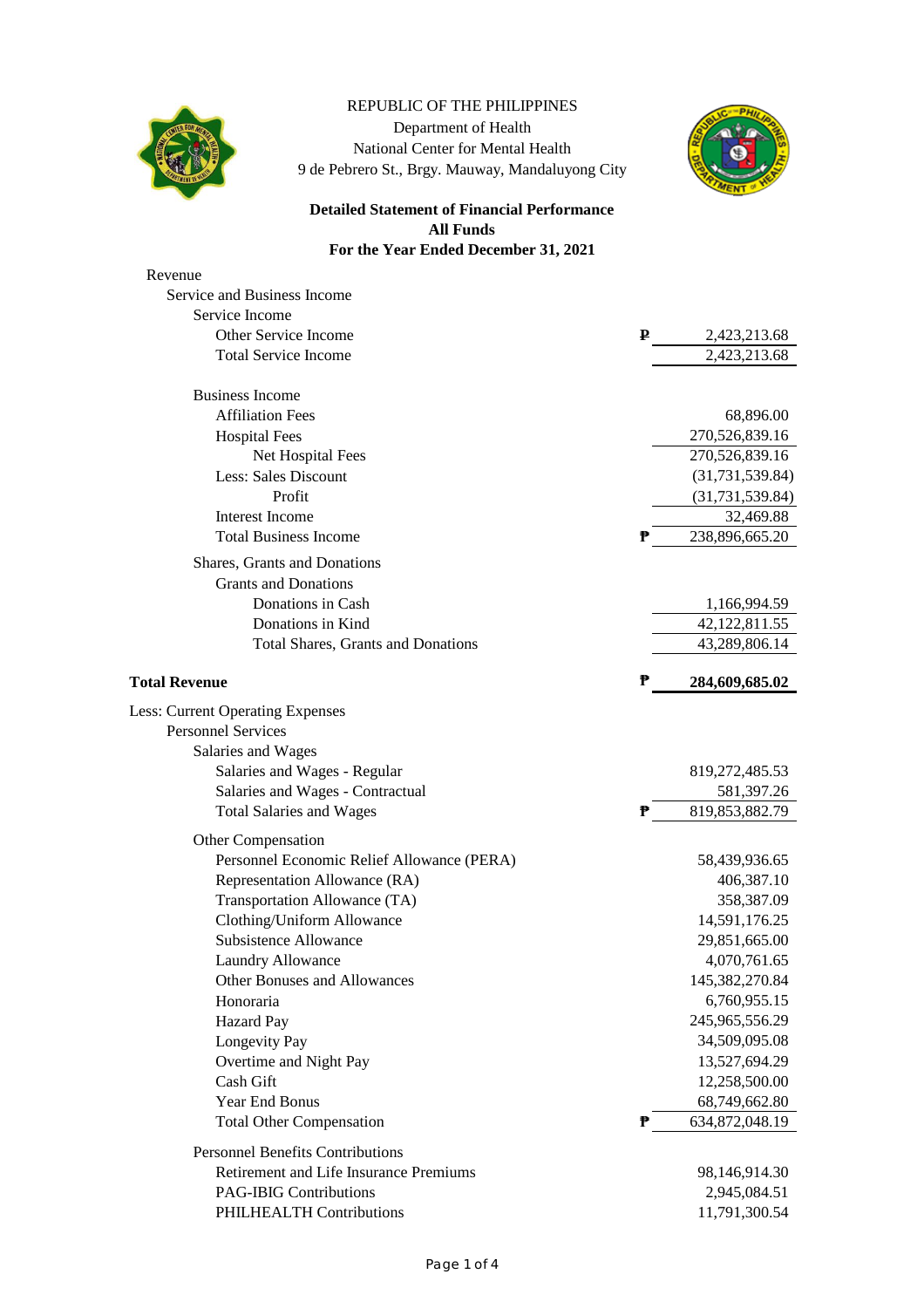REPUBLIC OF THE PHILIPPINES

Department of Health

National Center for Mental Health

9 de Pebrero St., Brgy. Mauway, Mandaluyong City

**Detailed Statement of Financial Performance**
**All Funds**
**For the Year Ended December 31, 2021**

| | | |
|---|---|---|
| Revenue | | |
| Service and Business Income | | |
| Service Income | | |
| Other Service Income | ₱ | 2,423,213.68 |
| Total Service Income | | 2,423,213.68 |
| | | |
| Business Income | | |
| Affiliation Fees | | 68,896.00 |
| Hospital Fees | | 270,526,839.16 |
| Net Hospital Fees | | 270,526,839.16 |
| Less: Sales Discount | | (31,731,539.84) |
| Profit | | (31,731,539.84) |
| Interest Income | | 32,469.88 |
| Total Business Income | ₱ | 238,896,665.20 |
| Shares, Grants and Donations | | |
| Grants and Donations | | |
| Donations in Cash | | 1,166,994.59 |
| Donations in Kind | | 42,122,811.55 |
| Total Shares, Grants and Donations | | 43,289,806.14 |
| | | |
| **Total Revenue** | ₱ | **284,609,685.02** |
| Less: Current Operating Expenses | | |
| Personnel Services | | |
| Salaries and Wages | | |
| Salaries and Wages - Regular | | 819,272,485.53 |
| Salaries and Wages - Contractual | | 581,397.26 |
| Total Salaries and Wages | ₱ | 819,853,882.79 |
| Other Compensation | | |
| Personnel Economic Relief Allowance (PERA) | | 58,439,936.65 |
| Representation Allowance (RA) | | 406,387.10 |
| Transportation Allowance (TA) | | 358,387.09 |
| Clothing/Uniform Allowance | | 14,591,176.25 |
| Subsistence Allowance | | 29,851,665.00 |
| Laundry Allowance | | 4,070,761.65 |
| Other Bonuses and Allowances | | 145,382,270.84 |
| Honoraria | | 6,760,955.15 |
| Hazard Pay | | 245,965,556.29 |
| Longevity Pay | | 34,509,095.08 |
| Overtime and Night Pay | | 13,527,694.29 |
| Cash Gift | | 12,258,500.00 |
| Year End Bonus | | 68,749,662.80 |
| Total Other Compensation | ₱ | 634,872,048.19 |
| Personnel Benefits Contributions | | |
| Retirement and Life Insurance Premiums | | 98,146,914.30 |
| PAG-IBIG Contributions | | 2,945,084.51 |
| PHILHEALTH Contributions | | 11,791,300.54 |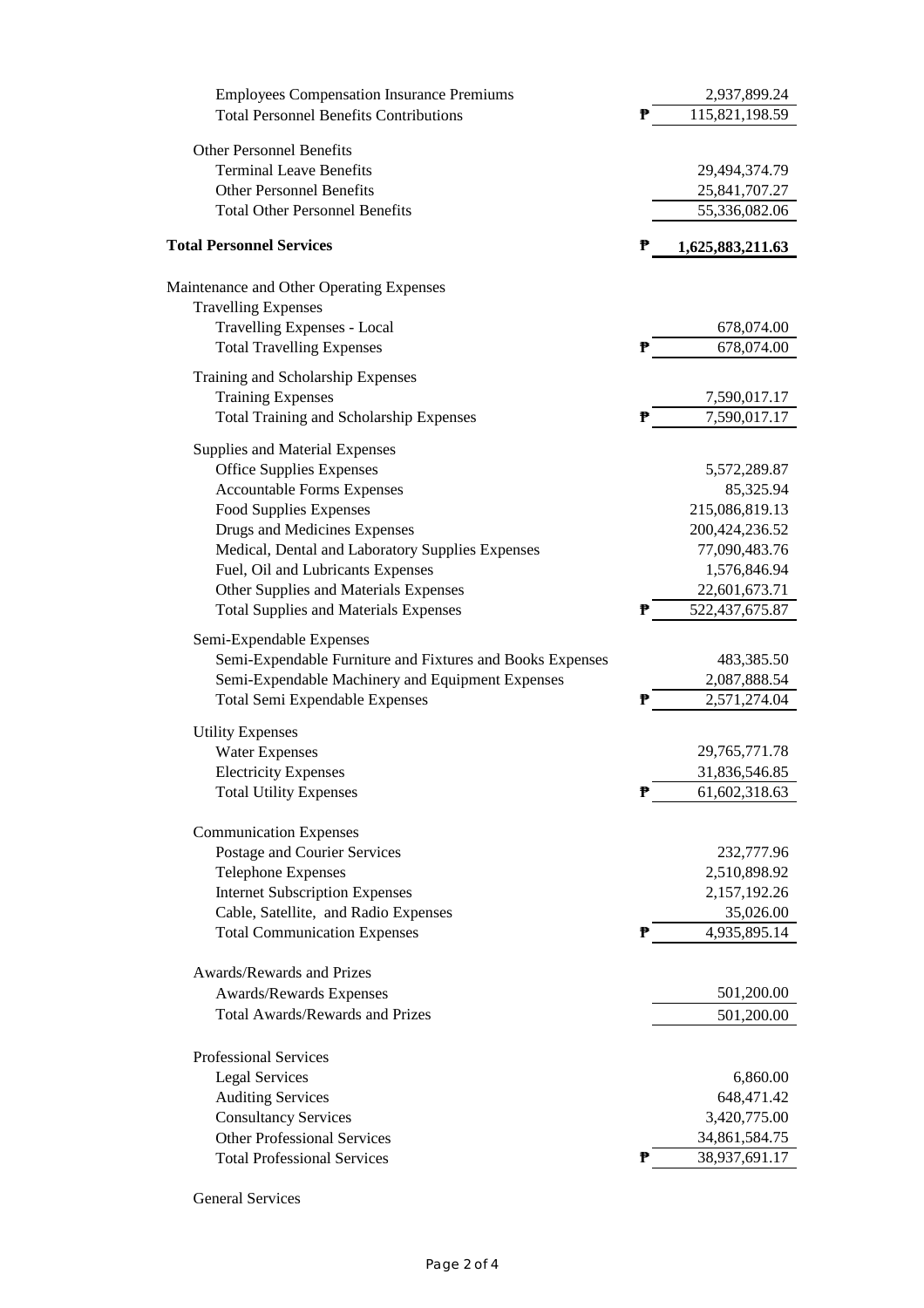| | | |
|---|---|---|
| Employees Compensation Insurance Premiums | | 2,937,899.24 |
| Total Personnel Benefits Contributions | ₱ | 115,821,198.59 |
| | | |
| Other Personnel Benefits | | |
| Terminal Leave Benefits | | 29,494,374.79 |
| Other Personnel Benefits | | 25,841,707.27 |
| Total Other Personnel Benefits | | 55,336,082.06 |
| | | |
| **Total Personnel Services** | ₱ | **1,625,883,211.63** |
| | | |
| Maintenance and Other Operating Expenses | | |
| Travelling Expenses | | |
| Travelling Expenses - Local | | 678,074.00 |
| Total Travelling Expenses | ₱ | 678,074.00 |
| | | |
| Training and Scholarship Expenses | | |
| Training Expenses | | 7,590,017.17 |
| Total Training and Scholarship Expenses | ₱ | 7,590,017.17 |
| | | |
| Supplies and Material Expenses | | |
| Office Supplies Expenses | | 5,572,289.87 |
| Accountable Forms Expenses | | 85,325.94 |
| Food Supplies Expenses | | 215,086,819.13 |
| Drugs and Medicines Expenses | | 200,424,236.52 |
| Medical, Dental and Laboratory Supplies Expenses | | 77,090,483.76 |
| Fuel, Oil and Lubricants Expenses | | 1,576,846.94 |
| Other Supplies and Materials Expenses | | 22,601,673.71 |
| Total Supplies and Materials Expenses | ₱ | 522,437,675.87 |
| | | |
| Semi-Expendable Expenses | | |
| Semi-Expendable Furniture and Fixtures and Books Expenses | | 483,385.50 |
| Semi-Expendable Machinery and Equipment Expenses | | 2,087,888.54 |
| Total Semi Expendable Expenses | ₱ | 2,571,274.04 |
| | | |
| Utility Expenses | | |
| Water Expenses | | 29,765,771.78 |
| Electricity Expenses | | 31,836,546.85 |
| Total Utility Expenses | ₱ | 61,602,318.63 |
| | | |
| Communication Expenses | | |
| Postage and Courier Services | | 232,777.96 |
| Telephone Expenses | | 2,510,898.92 |
| Internet Subscription Expenses | | 2,157,192.26 |
| Cable, Satellite, and Radio Expenses | | 35,026.00 |
| Total Communication Expenses | ₱ | 4,935,895.14 |
| | | |
| Awards/Rewards and Prizes | | |
| Awards/Rewards Expenses | | 501,200.00 |
| Total Awards/Rewards and Prizes | | 501,200.00 |
| | | |
| Professional Services | | |
| Legal Services | | 6,860.00 |
| Auditing Services | | 648,471.42 |
| Consultancy Services | | 3,420,775.00 |
| Other Professional Services | | 34,861,584.75 |
| Total Professional Services | ₱ | 38,937,691.17 |
| | | |
| General Services | | |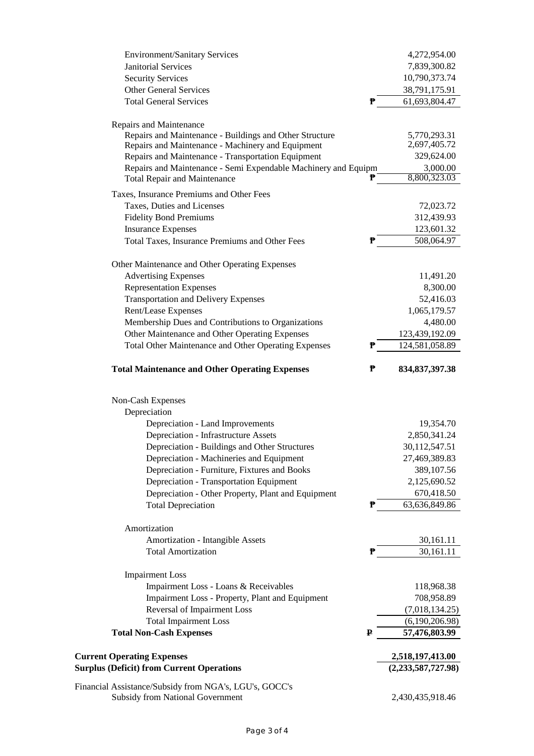| | | |
|---|---|---|
| Environment/Sanitary Services | | 4,272,954.00 |
| Janitorial Services | | 7,839,300.82 |
| Security Services | | 10,790,373.74 |
| Other General Services | | 38,791,175.91 |
| Total General Services | ₱ | 61,693,804.47 |
| | | |
| Repairs and Maintenance | | |
| Repairs and Maintenance - Buildings and Other Structure | | 5,770,293.31 |
| Repairs and Maintenance - Machinery and Equipment | | 2,697,405.72 |
| Repairs and Maintenance - Transportation Equipment | | 329,624.00 |
| Repairs and Maintenance - Semi Expendable Machinery and Equipm | | 3,000.00 |
| Total Repair and Maintenance | ₱ | 8,800,323.03 |
| | | |
| Taxes, Insurance Premiums and Other Fees | | |
| Taxes, Duties and Licenses | | 72,023.72 |
| Fidelity Bond Premiums | | 312,439.93 |
| Insurance Expenses | | 123,601.32 |
| Total Taxes, Insurance Premiums and Other Fees | ₱ | 508,064.97 |
| | | |
| Other Maintenance and Other Operating Expenses | | |
| Advertising Expenses | | 11,491.20 |
| Representation Expenses | | 8,300.00 |
| Transportation and Delivery Expenses | | 52,416.03 |
| Rent/Lease Expenses | | 1,065,179.57 |
| Membership Dues and Contributions to Organizations | | 4,480.00 |
| Other Maintenance and Other Operating Expenses | | 123,439,192.09 |
| Total Other Maintenance and Other Operating Expenses | ₱ | 124,581,058.89 |
| | | |
| **Total Maintenance and Other Operating Expenses** | **₱** | **834,837,397.38** |
| | | |
| Non-Cash Expenses | | |
| Depreciation | | |
| Depreciation - Land Improvements | | 19,354.70 |
| Depreciation - Infrastructure Assets | | 2,850,341.24 |
| Depreciation - Buildings and Other Structures | | 30,112,547.51 |
| Depreciation - Machineries and Equipment | | 27,469,389.83 |
| Depreciation - Furniture, Fixtures and Books | | 389,107.56 |
| Depreciation - Transportation Equipment | | 2,125,690.52 |
| Depreciation - Other Property, Plant and Equipment | | 670,418.50 |
| Total Depreciation | ₱ | 63,636,849.86 |
| | | |
| Amortization | | |
| Amortization - Intangible Assets | | 30,161.11 |
| Total Amortization | ₱ | 30,161.11 |
| | | |
| Impairment Loss | | |
| Impairment Loss - Loans & Receivables | | 118,968.38 |
| Impairment Loss - Property, Plant and Equipment | | 708,958.89 |
| Reversal of Impairment Loss | | (7,018,134.25) |
| Total Impairment Loss | | (6,190,206.98) |
| **Total Non-Cash Expenses** | **₱** | **57,476,803.99** |
| | | |
| **Current Operating Expenses** | | **2,518,197,413.00** |
| **Surplus (Deficit) from Current Operations** | | **(2,233,587,727.98)** |
| | | |
| Financial Assistance/Subsidy from NGA's, LGU's, GOCC's | | |
| Subsidy from National Government | | 2,430,435,918.46 |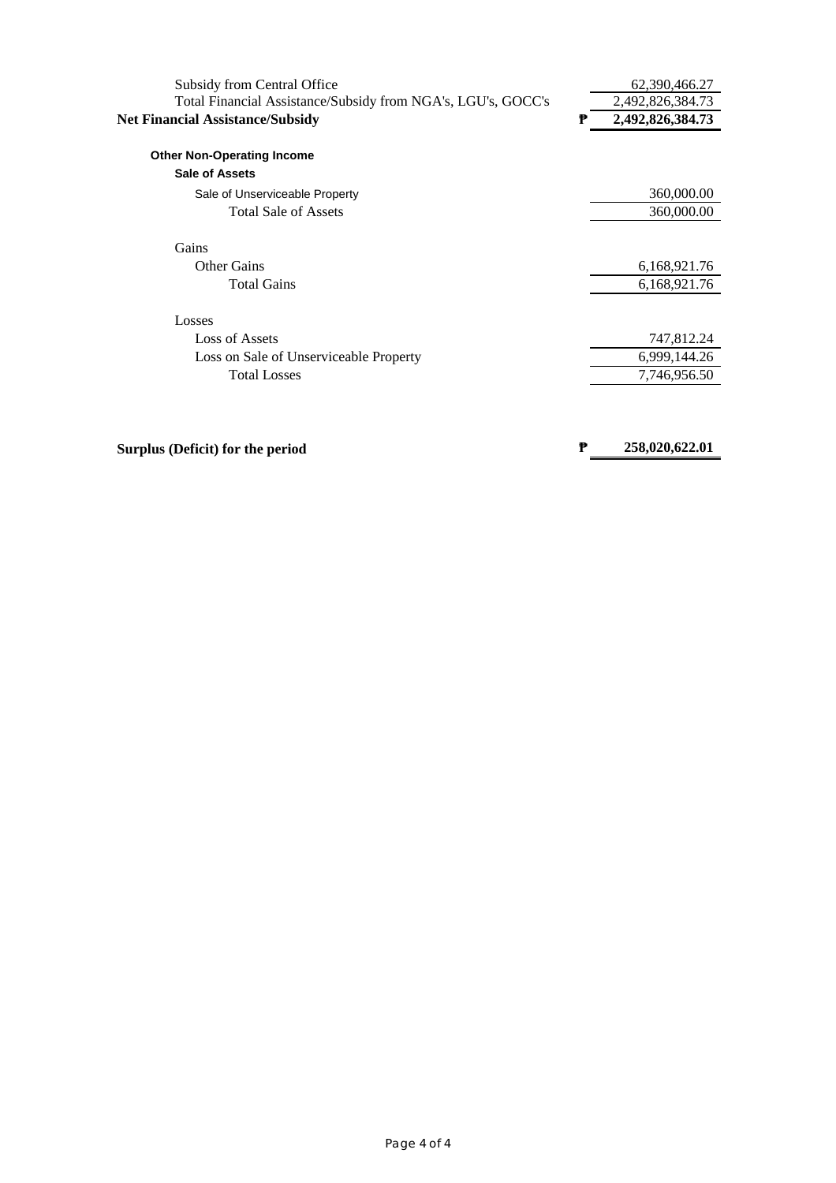| | | |
|---|---|---|
| Subsidy from Central Office | | 62,390,466.27 |
| Total Financial Assistance/Subsidy from NGA's, LGU's, GOCC's | | 2,492,826,384.73 |
| **Net Financial Assistance/Subsidy** | **₱** | **2,492,826,384.73** |
| | | |
| **Other Non-Operating Income** | | |
| **Sale of Assets** | | |
| Sale of Unserviceable Property | | 360,000.00 |
| Total Sale of Assets | | 360,000.00 |
| | | |
| Gains | | |
| Other Gains | | 6,168,921.76 |
| Total Gains | | 6,168,921.76 |
| | | |
| Losses | | |
| Loss of Assets | | 747,812.24 |
| Loss on Sale of Unserviceable Property | | 6,999,144.26 |
| Total Losses | | 7,746,956.50 |
| | | |
| **Surplus (Deficit) for the period** | **₱** | **258,020,622.01** |